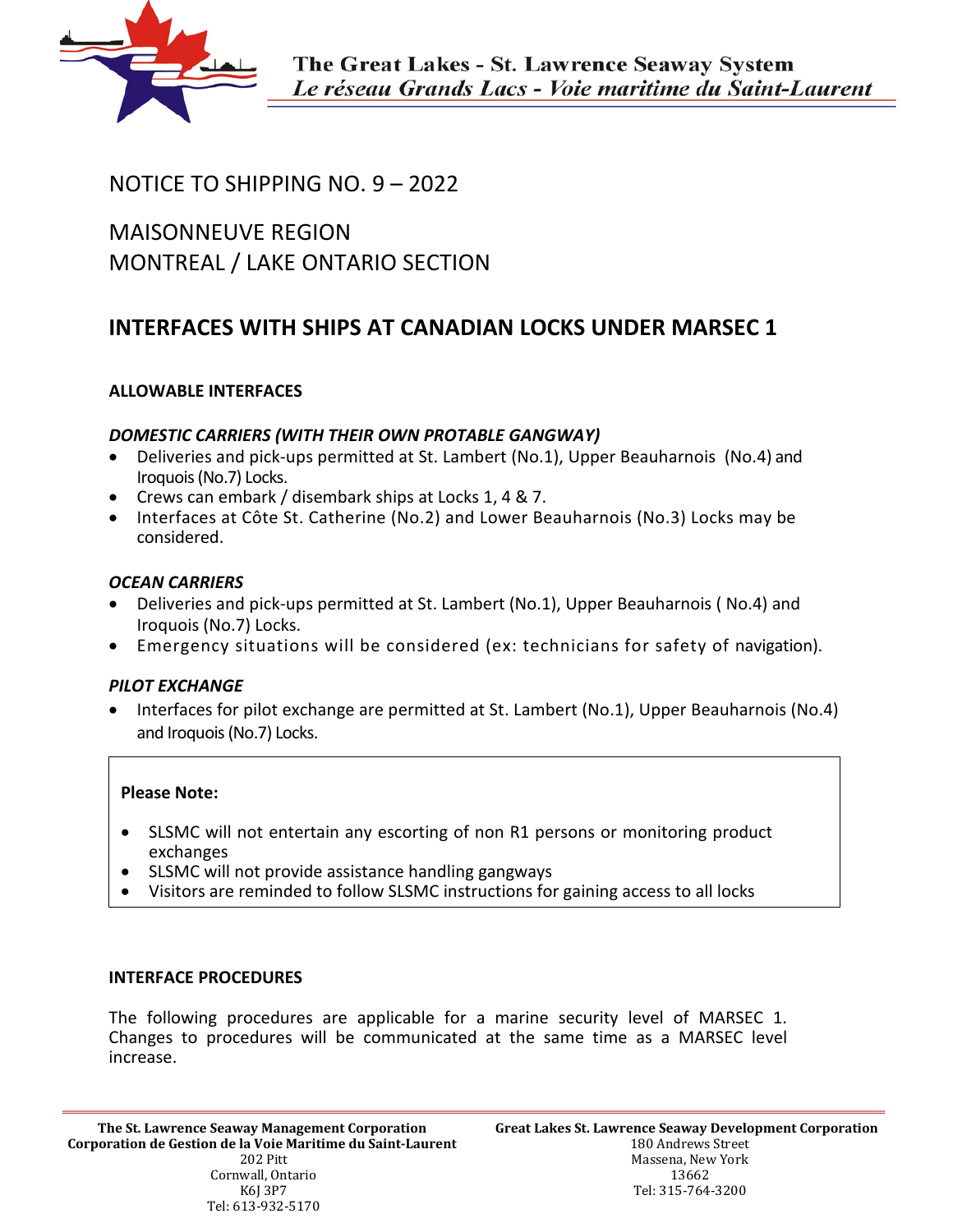# NOTICE TO SHIPPING NO. 9 – 2022

## MAISONNEUVE REGION
## MONTREAL / LAKE ONTARIO SECTION

## INTERFACES WITH SHIPS AT CANADIAN LOCKS UNDER MARSEC 1

### ALLOWABLE INTERFACES

#### *DOMESTIC CARRIERS (WITH THEIR OWN PROTABLE GANGWAY)*

- Deliveries and pick-ups permitted at St. Lambert (No.1), Upper Beauharnois (No.4) and Iroquois (No.7) Locks.
- Crews can embark / disembark ships at Locks 1, 4 & 7.
- Interfaces at Côte St. Catherine (No.2) and Lower Beauharnois (No.3) Locks may be considered.

#### *OCEAN CARRIERS*

- Deliveries and pick-ups permitted at St. Lambert (No.1), Upper Beauharnois ( No.4) and Iroquois (No.7) Locks.
- Emergency situations will be considered (ex: technicians for safety of navigation).

#### *PILOT EXCHANGE*

- Interfaces for pilot exchange are permitted at St. Lambert (No.1), Upper Beauharnois (No.4) and Iroquois (No.7) Locks.

**Please Note:**

- SLSMC will not entertain any escorting of non R1 persons or monitoring product exchanges
- SLSMC will not provide assistance handling gangways
- Visitors are reminded to follow SLSMC instructions for gaining access to all locks

### INTERFACE PROCEDURES

The following procedures are applicable for a marine security level of MARSEC 1. Changes to procedures will be communicated at the same time as a MARSEC level increase.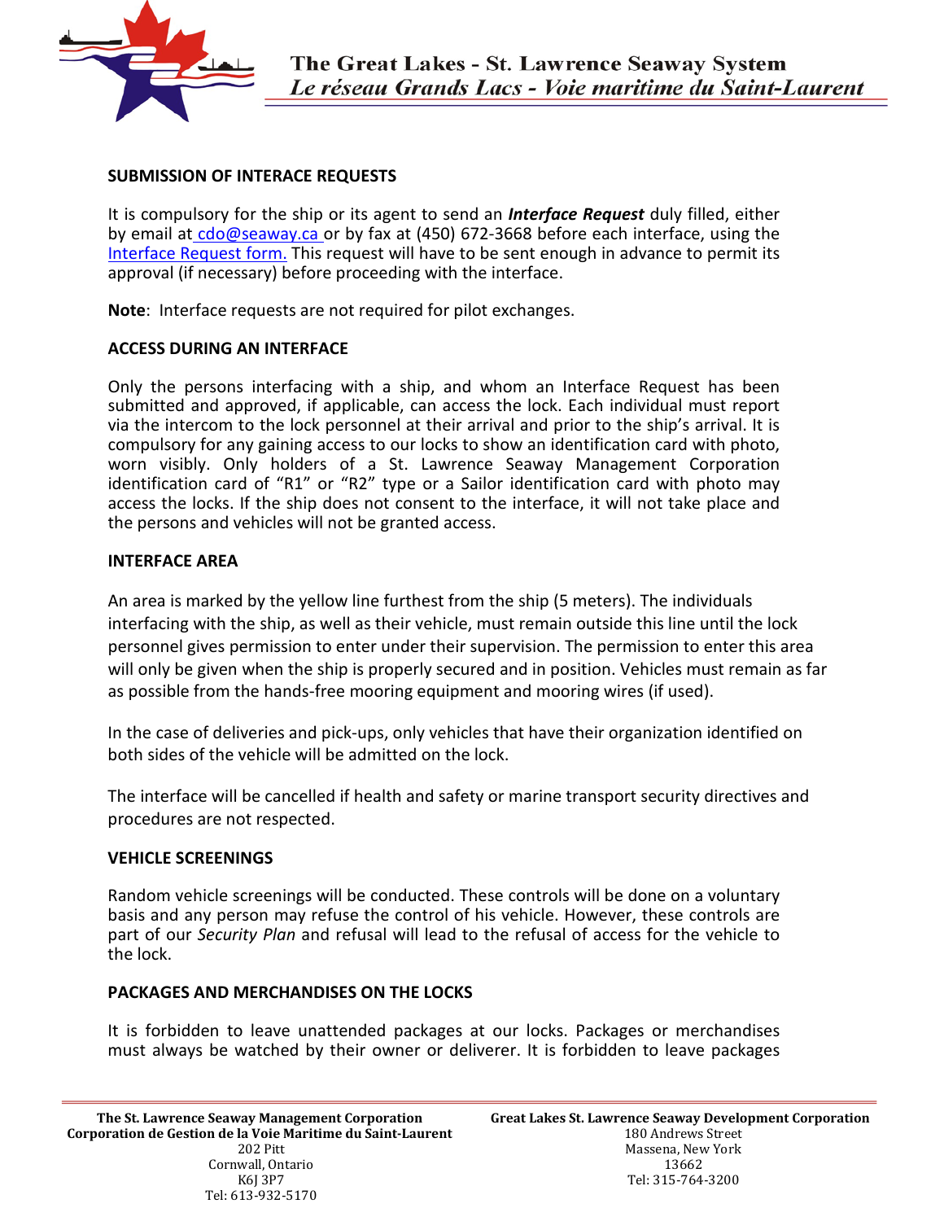## SUBMISSION OF INTERACE REQUESTS

It is compulsory for the ship or its agent to send an ***Interface Request*** duly filled, either by email at cdo@seaway.ca or by fax at (450) 672-3668 before each interface, using the Interface Request form. This request will have to be sent enough in advance to permit its approval (if necessary) before proceeding with the interface.

**Note**: Interface requests are not required for pilot exchanges.

## ACCESS DURING AN INTERFACE

Only the persons interfacing with a ship, and whom an Interface Request has been submitted and approved, if applicable, can access the lock. Each individual must report via the intercom to the lock personnel at their arrival and prior to the ship's arrival. It is compulsory for any gaining access to our locks to show an identification card with photo, worn visibly. Only holders of a St. Lawrence Seaway Management Corporation identification card of "R1" or "R2" type or a Sailor identification card with photo may access the locks. If the ship does not consent to the interface, it will not take place and the persons and vehicles will not be granted access.

## INTERFACE AREA

An area is marked by the yellow line furthest from the ship (5 meters). The individuals interfacing with the ship, as well as their vehicle, must remain outside this line until the lock personnel gives permission to enter under their supervision. The permission to enter this area will only be given when the ship is properly secured and in position. Vehicles must remain as far as possible from the hands-free mooring equipment and mooring wires (if used).

In the case of deliveries and pick-ups, only vehicles that have their organization identified on both sides of the vehicle will be admitted on the lock.

The interface will be cancelled if health and safety or marine transport security directives and procedures are not respected.

## VEHICLE SCREENINGS

Random vehicle screenings will be conducted. These controls will be done on a voluntary basis and any person may refuse the control of his vehicle. However, these controls are part of our *Security Plan* and refusal will lead to the refusal of access for the vehicle to the lock.

## PACKAGES AND MERCHANDISES ON THE LOCKS

It is forbidden to leave unattended packages at our locks. Packages or merchandises must always be watched by their owner or deliverer. It is forbidden to leave packages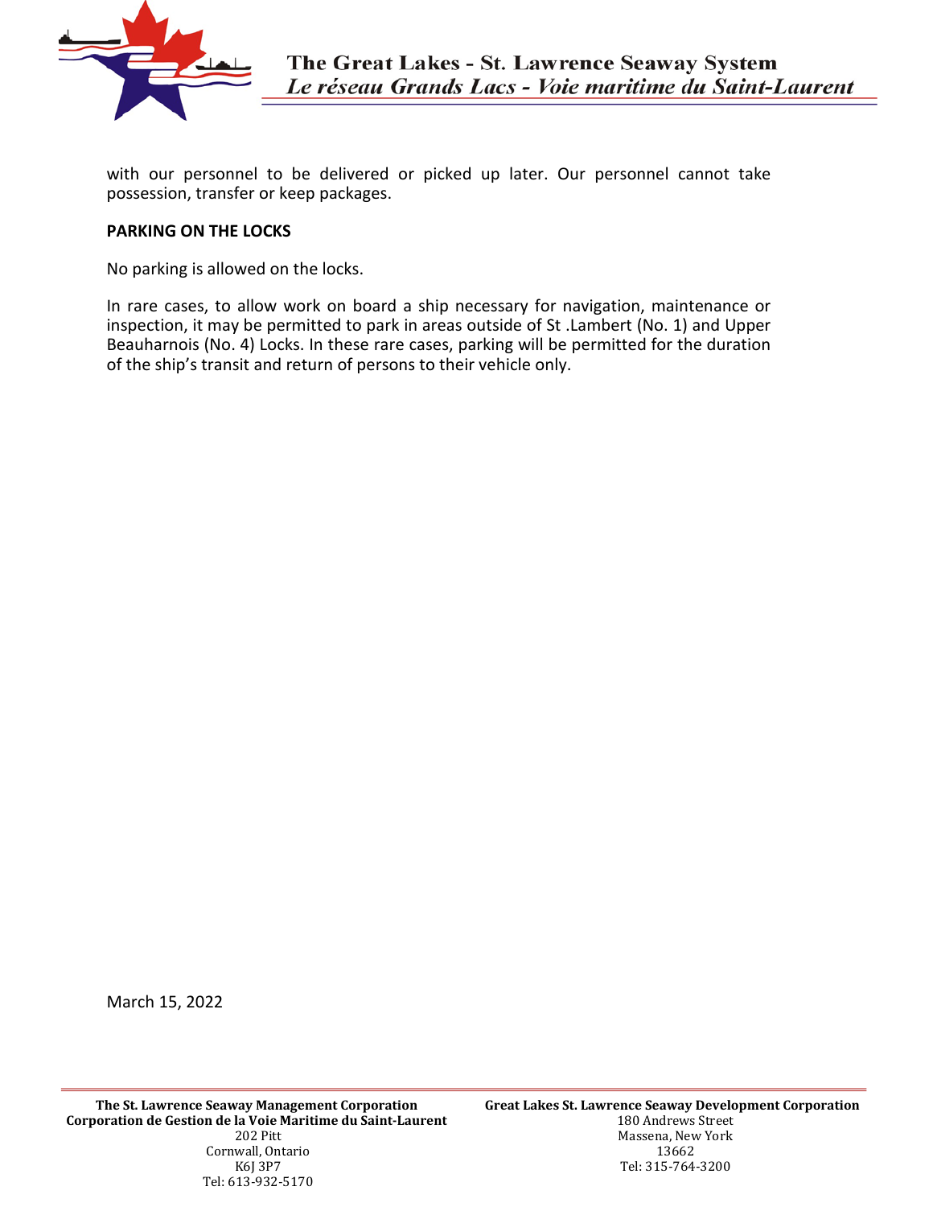with our personnel to be delivered or picked up later. Our personnel cannot take possession, transfer or keep packages.

**PARKING ON THE LOCKS**

No parking is allowed on the locks.

In rare cases, to allow work on board a ship necessary for navigation, maintenance or inspection, it may be permitted to park in areas outside of St .Lambert (No. 1) and Upper Beauharnois (No. 4) Locks. In these rare cases, parking will be permitted for the duration of the ship's transit and return of persons to their vehicle only.

March 15, 2022